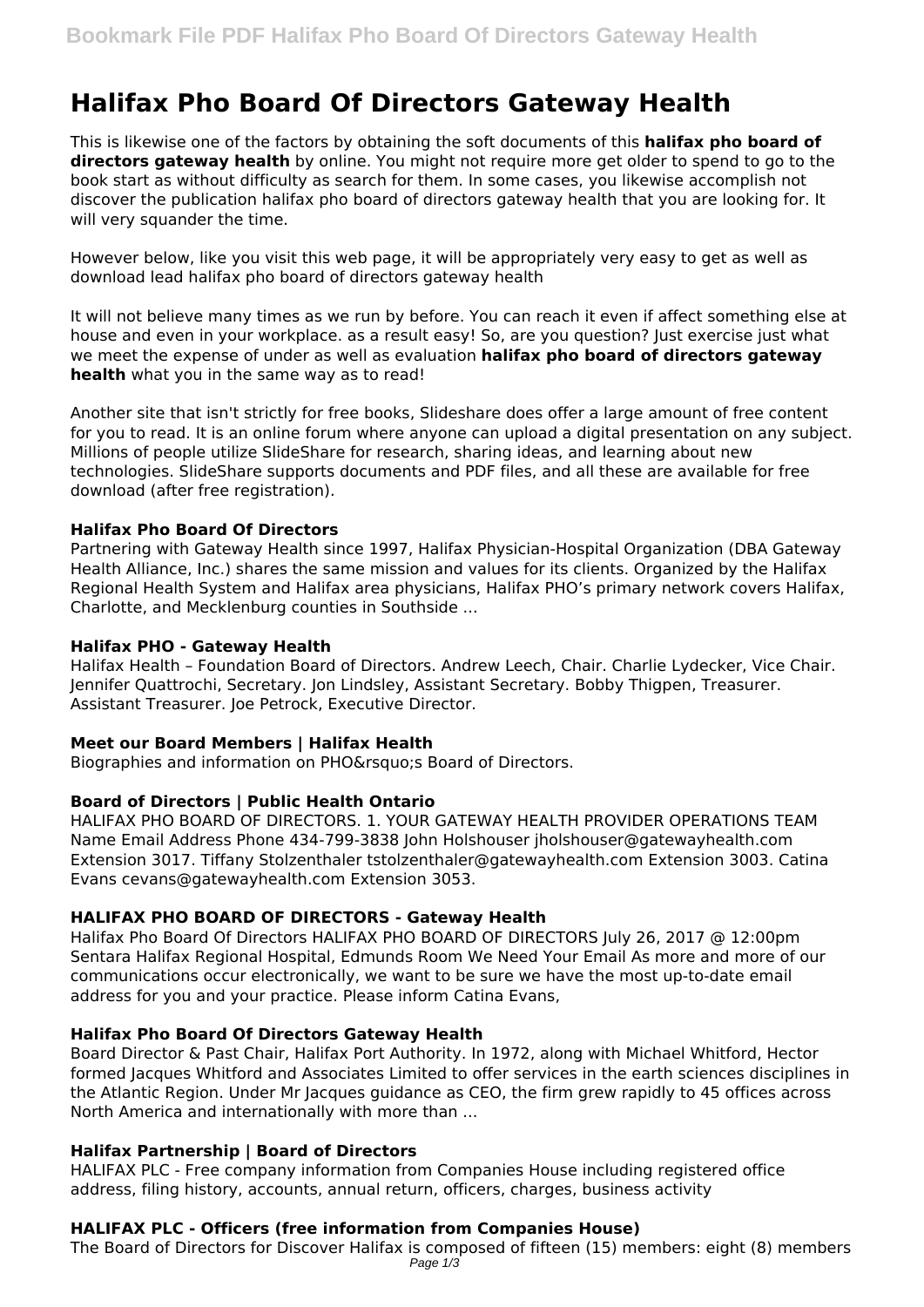# Halifax Pho Board Of Directors Gateway Health

This is likewise one of the factors by obtaining the soft documents of this **halifax pho board of directors gateway health** by online. You might not require more get older to spend to go to the book start as without difficulty as search for them. In some cases, you likewise accomplish not discover the publication halifax pho board of directors gateway health that you are looking for. It will very squander the time.

However below, like you visit this web page, it will be appropriately very easy to get as well as download lead halifax pho board of directors gateway health

It will not believe many times as we run by before. You can reach it even if affect something else at house and even in your workplace. as a result easy! So, are you question? Just exercise just what we meet the expense of under as well as evaluation **halifax pho board of directors gateway health** what you in the same way as to read!

Another site that isn't strictly for free books, Slideshare does offer a large amount of free content for you to read. It is an online forum where anyone can upload a digital presentation on any subject. Millions of people utilize SlideShare for research, sharing ideas, and learning about new technologies. SlideShare supports documents and PDF files, and all these are available for free download (after free registration).

### Halifax Pho Board Of Directors

Partnering with Gateway Health since 1997, Halifax Physician-Hospital Organization (DBA Gateway Health Alliance, Inc.) shares the same mission and values for its clients. Organized by the Halifax Regional Health System and Halifax area physicians, Halifax PHO's primary network covers Halifax, Charlotte, and Mecklenburg counties in Southside ...

### Halifax PHO - Gateway Health

Halifax Health – Foundation Board of Directors. Andrew Leech, Chair. Charlie Lydecker, Vice Chair. Jennifer Quattrochi, Secretary. Jon Lindsley, Assistant Secretary. Bobby Thigpen, Treasurer. Assistant Treasurer. Joe Petrock, Executive Director.

### Meet our Board Members | Halifax Health

Biographies and information on PHO&rsquo;s Board of Directors.

### Board of Directors | Public Health Ontario

HALIFAX PHO BOARD OF DIRECTORS. 1. YOUR GATEWAY HEALTH PROVIDER OPERATIONS TEAM Name Email Address Phone 434-799-3838 John Holshouser jholshouser@gatewayhealth.com Extension 3017. Tiffany Stolzenthaler tstolzenthaler@gatewayhealth.com Extension 3003. Catina Evans cevans@gatewayhealth.com Extension 3053.

### HALIFAX PHO BOARD OF DIRECTORS - Gateway Health

Halifax Pho Board Of Directors HALIFAX PHO BOARD OF DIRECTORS July 26, 2017 @ 12:00pm Sentara Halifax Regional Hospital, Edmunds Room We Need Your Email As more and more of our communications occur electronically, we want to be sure we have the most up-to-date email address for you and your practice. Please inform Catina Evans,

### Halifax Pho Board Of Directors Gateway Health

Board Director & Past Chair, Halifax Port Authority. In 1972, along with Michael Whitford, Hector formed Jacques Whitford and Associates Limited to offer services in the earth sciences disciplines in the Atlantic Region. Under Mr Jacques guidance as CEO, the firm grew rapidly to 45 offices across North America and internationally with more than ...

### Halifax Partnership | Board of Directors

HALIFAX PLC - Free company information from Companies House including registered office address, filing history, accounts, annual return, officers, charges, business activity

### HALIFAX PLC - Officers (free information from Companies House)

The Board of Directors for Discover Halifax is composed of fifteen (15) members: eight (8) members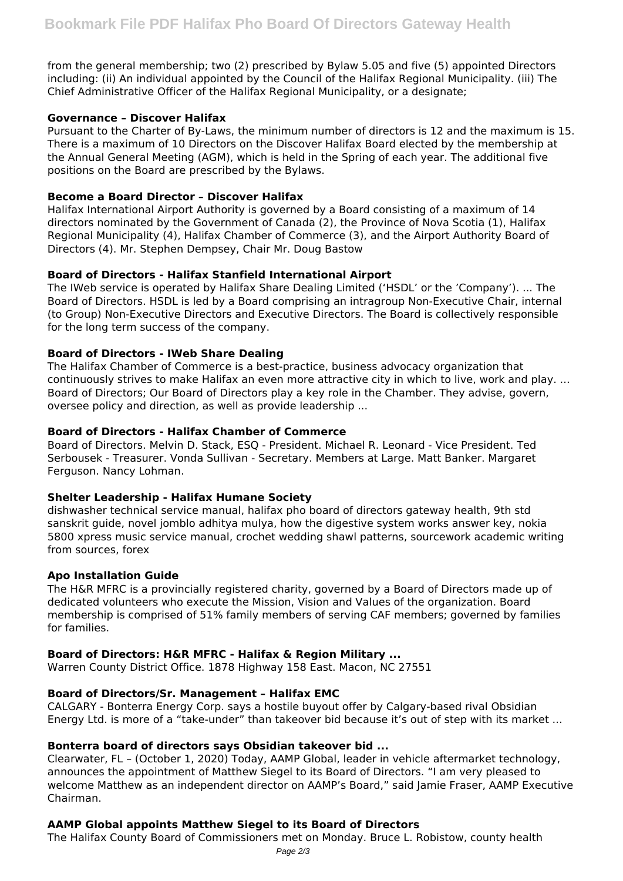from the general membership; two (2) prescribed by Bylaw 5.05 and five (5) appointed Directors including: (ii) An individual appointed by the Council of the Halifax Regional Municipality. (iii) The Chief Administrative Officer of the Halifax Regional Municipality, or a designate;

### Governance – Discover Halifax

Pursuant to the Charter of By-Laws, the minimum number of directors is 12 and the maximum is 15. There is a maximum of 10 Directors on the Discover Halifax Board elected by the membership at the Annual General Meeting (AGM), which is held in the Spring of each year. The additional five positions on the Board are prescribed by the Bylaws.

### Become a Board Director – Discover Halifax

Halifax International Airport Authority is governed by a Board consisting of a maximum of 14 directors nominated by the Government of Canada (2), the Province of Nova Scotia (1), Halifax Regional Municipality (4), Halifax Chamber of Commerce (3), and the Airport Authority Board of Directors (4). Mr. Stephen Dempsey, Chair Mr. Doug Bastow

### Board of Directors - Halifax Stanfield International Airport

The IWeb service is operated by Halifax Share Dealing Limited ('HSDL' or the 'Company'). ... The Board of Directors. HSDL is led by a Board comprising an intragroup Non-Executive Chair, internal (to Group) Non-Executive Directors and Executive Directors. The Board is collectively responsible for the long term success of the company.

### Board of Directors - IWeb Share Dealing

The Halifax Chamber of Commerce is a best-practice, business advocacy organization that continuously strives to make Halifax an even more attractive city in which to live, work and play. ... Board of Directors; Our Board of Directors play a key role in the Chamber. They advise, govern, oversee policy and direction, as well as provide leadership ...

### Board of Directors - Halifax Chamber of Commerce

Board of Directors. Melvin D. Stack, ESQ - President. Michael R. Leonard - Vice President. Ted Serbousek - Treasurer. Vonda Sullivan - Secretary. Members at Large. Matt Banker. Margaret Ferguson. Nancy Lohman.

### Shelter Leadership - Halifax Humane Society

dishwasher technical service manual, halifax pho board of directors gateway health, 9th std sanskrit guide, novel jomblo adhitya mulya, how the digestive system works answer key, nokia 5800 xpress music service manual, crochet wedding shawl patterns, sourcework academic writing from sources, forex

### Apo Installation Guide

The H&R MFRC is a provincially registered charity, governed by a Board of Directors made up of dedicated volunteers who execute the Mission, Vision and Values of the organization. Board membership is comprised of 51% family members of serving CAF members; governed by families for families.

### Board of Directors: H&R MFRC - Halifax & Region Military ...

Warren County District Office. 1878 Highway 158 East. Macon, NC 27551

### Board of Directors/Sr. Management – Halifax EMC

CALGARY - Bonterra Energy Corp. says a hostile buyout offer by Calgary-based rival Obsidian Energy Ltd. is more of a "take-under" than takeover bid because it's out of step with its market ...

### Bonterra board of directors says Obsidian takeover bid ...

Clearwater, FL – (October 1, 2020) Today, AAMP Global, leader in vehicle aftermarket technology, announces the appointment of Matthew Siegel to its Board of Directors. "I am very pleased to welcome Matthew as an independent director on AAMP's Board," said Jamie Fraser, AAMP Executive Chairman.

### AAMP Global appoints Matthew Siegel to its Board of Directors

The Halifax County Board of Commissioners met on Monday. Bruce L. Robistow, county health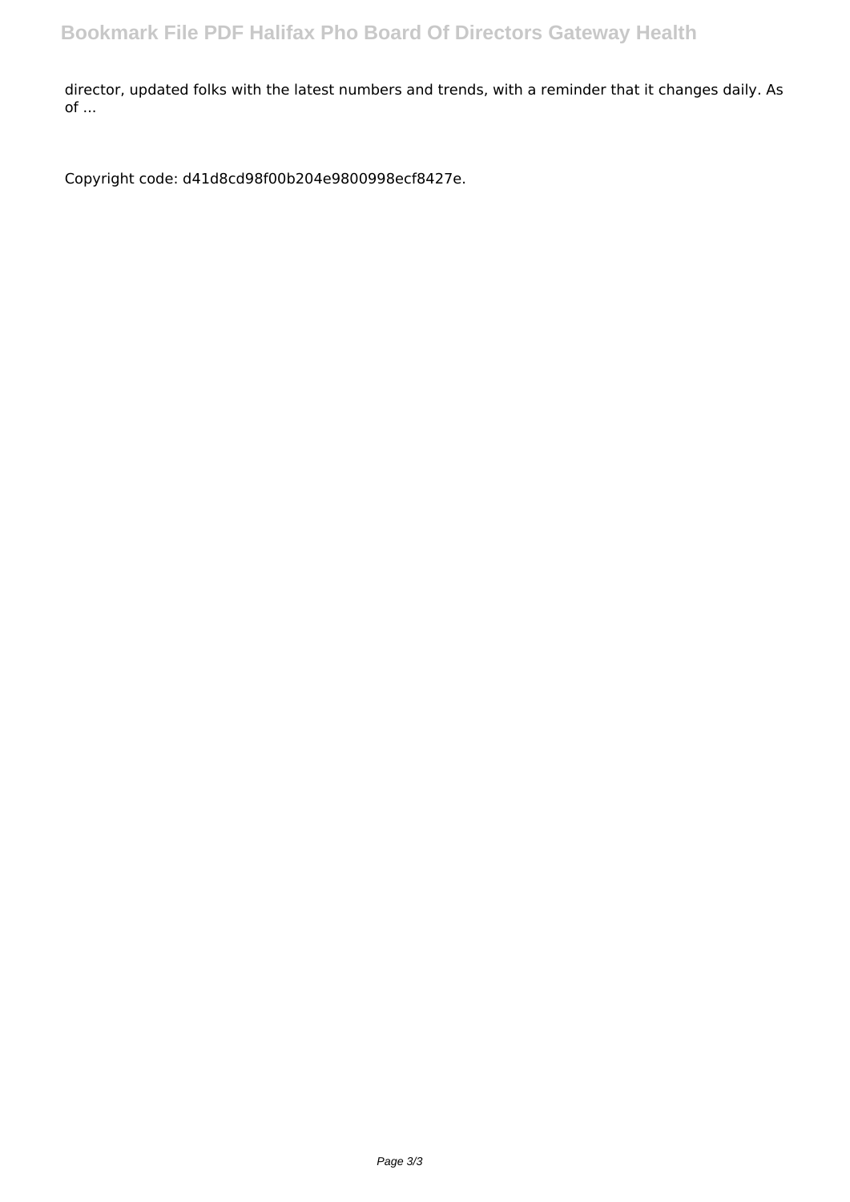director, updated folks with the latest numbers and trends, with a reminder that it changes daily. As of ...

Copyright code: d41d8cd98f00b204e9800998ecf8427e.